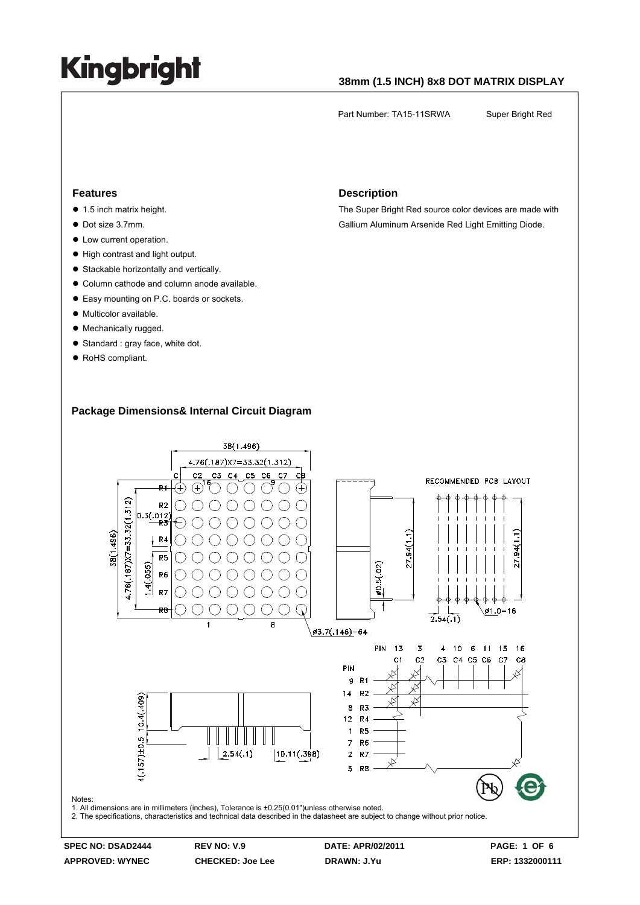# Kingbright

## 38mm (1.5 INCH) 8x8 DOT MATRIX DISPLAY

Part Number: TA15-11SRWA    Super Bright Red

### Features

- 1.5 inch matrix height.
- Dot size 3.7mm.
- Low current operation.
- High contrast and light output.
- Stackable horizontally and vertically.
- Column cathode and column anode available.
- Easy mounting on P.C. boards or sockets.
- Multicolor available.
- Mechanically rugged.
- Standard : gray face, white dot.
- RoHS compliant.

### Description

The Super Bright Red source color devices are made with Gallium Aluminum Arsenide Red Light Emitting Diode.

### Package Dimensions& Internal Circuit Diagram

Notes:
1. All dimensions are in millimeters (inches), Tolerance is ±0.25(0.01")unless otherwise noted.
2. The specifications, characteristics and technical data described in the datasheet are subject to change without prior notice.

| SPEC NO: DSAD2444 | REV NO: V.9 | DATE: APR/02/2011 | PAGE: 1 OF 6 |
|---|---|---|---|
| APPROVED: WYNEC | CHECKED: Joe Lee | DRAWN: J.Yu | ERP: 1332000111 |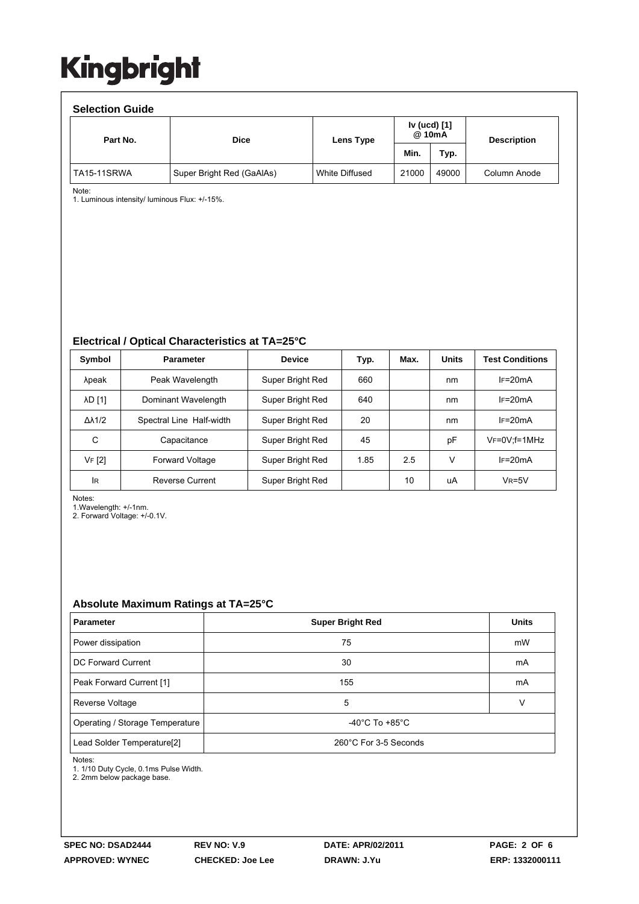# Kingbright

## Selection Guide

| Part No. | Dice | Lens Type | Iv (ucd) [1] @ 10mA | | Description |
|---|---|---|---|---|---|
| | | | Min. | Typ. | |
| TA15-11SRWA | Super Bright Red (GaAlAs) | White Diffused | 21000 | 49000 | Column Anode |

Note:
1. Luminous intensity/ luminous Flux: +/-15%.

## Electrical / Optical Characteristics at TA=25°C

| Symbol | Parameter | Device | Typ. | Max. | Units | Test Conditions |
|---|---|---|---|---|---|---|
| λpeak | Peak Wavelength | Super Bright Red | 660 | | nm | $I_F$=20mA |
| λD [1] | Dominant Wavelength | Super Bright Red | 640 | | nm | $I_F$=20mA |
| Δλ1/2 | Spectral Line Half-width | Super Bright Red | 20 | | nm | $I_F$=20mA |
| C | Capacitance | Super Bright Red | 45 | | pF | $V_F$=0V;f=1MHz |
| $V_F$ [2] | Forward Voltage | Super Bright Red | 1.85 | 2.5 | V | $I_F$=20mA |
| $I_R$ | Reverse Current | Super Bright Red | | 10 | uA | $V_R$=5V |

Notes:
1.Wavelength: +/-1nm.
2. Forward Voltage: +/-0.1V.

## Absolute Maximum Ratings at TA=25°C

| Parameter | Super Bright Red | Units |
|---|---|---|
| Power dissipation | 75 | mW |
| DC Forward Current | 30 | mA |
| Peak Forward Current [1] | 155 | mA |
| Reverse Voltage | 5 | V |
| Operating / Storage Temperature | -40°C To +85°C | |
| Lead Solder Temperature[2] | 260°C For 3-5 Seconds | |

Notes:
1. 1/10 Duty Cycle, 0.1ms Pulse Width.
2. 2mm below package base.

**SPEC NO: DSAD2444** **REV NO: V.9** **DATE: APR/02/2011**
**APPROVED: WYNEC** **CHECKED: Joe Lee** **DRAWN: J.Yu** **ERP: 1332000111**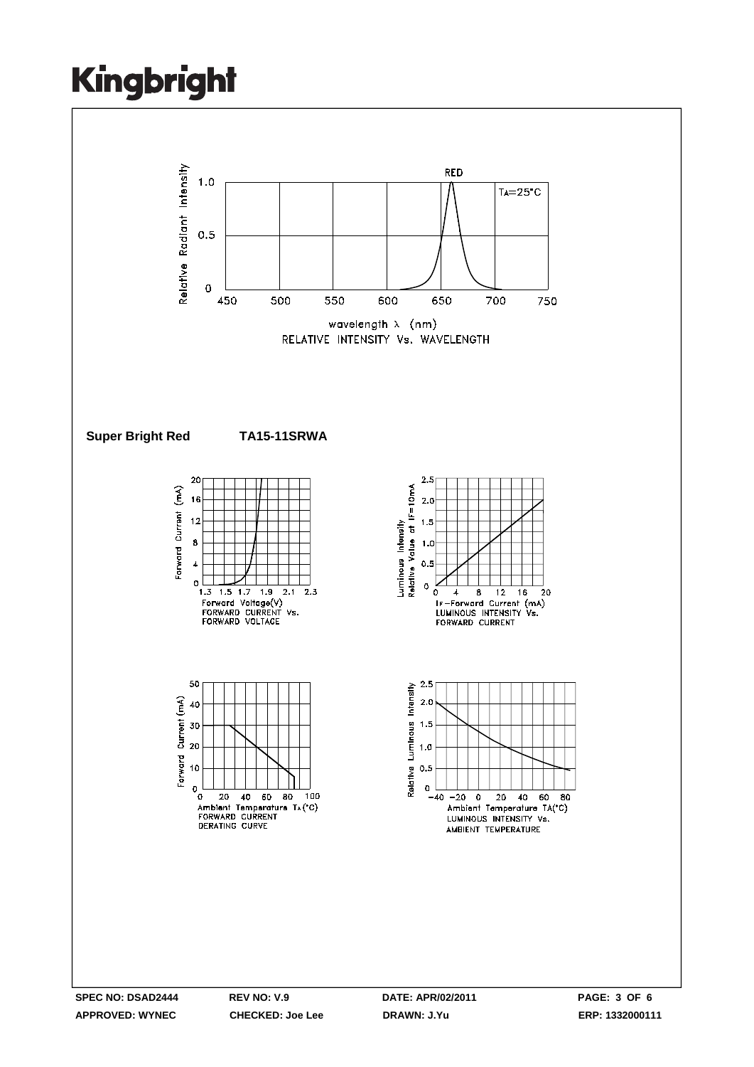# Kingbright

RED

$T_A=25°C$

Relative Radiant Intensity

wavelength λ (nm)

RELATIVE INTENSITY Vs. WAVELENGTH

**Super Bright Red** **TA15-11SRWA**

Forward Voltage(V)
FORWARD CURRENT Vs.
FORWARD VOLTAGE

IF–Forward Current (mA)
LUMINOUS INTENSITY Vs.
FORWARD CURRENT

Ambient Temperature $T_A$(°C)
FORWARD CURRENT
DERATING CURVE

Ambient Temperature TA(°C)
LUMINOUS INTENSITY Vs.
AMBIENT TEMPERATURE

| SPEC NO: DSAD2444 | REV NO: V.9 | DATE: APR/02/2011 | PAGE: 3 OF 6 |
|---|---|---|---|
| APPROVED: WYNEC | CHECKED: Joe Lee | DRAWN: J.Yu | ERP: 1332000111 |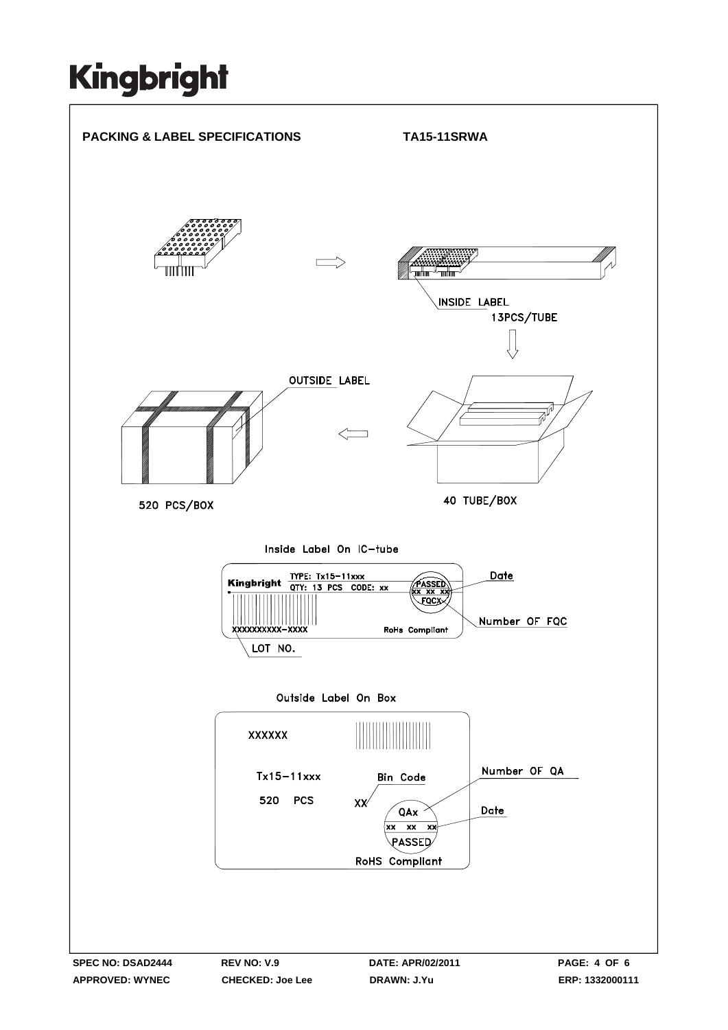# PACKING & LABEL SPECIFICATIONS TA15-11SRWA

INSIDE LABEL

13PCS/TUBE

OUTSIDE LABEL

520 PCS/BOX

40 TUBE/BOX

Inside Label On IC-tube

Kingbright TYPE: Tx15-11xxx

QTY: 13 PCS CODE: xx

PASSED

xx xx xx

FQCX

Date

Number OF FQC

XXXXXXXXXX-XXXX

RoHs Compliant

LOT NO.

Outside Label On Box

XXXXXX

Tx15-11xxx

520 PCS

Bin Code

XX

QAx

xx xx xx

PASSED

RoHS Compliant

Number OF QA

Date

SPEC NO: DSAD2444 REV NO: V.9 DATE: APR/02/2011

APPROVED: WYNEC CHECKED: Joe Lee DRAWN: J.Yu ERP: 1332000111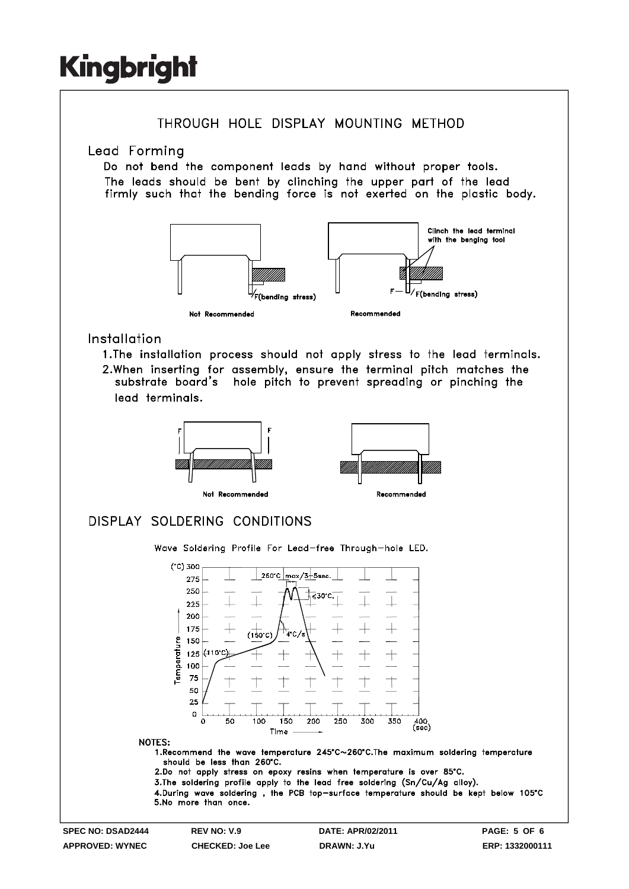Kingbright

# THROUGH HOLE DISPLAY MOUNTING METHOD

## Lead Forming

Do not bend the component leads by hand without proper tools.
The leads should be bent by clinching the upper part of the lead firmly such that the bending force is not exerted on the plastic body.

F(bending stress)

Not Recommended

Clinch the lead terminal with the benging tool

F — F(bending stress)

Recommended

## Installation

1. The installation process should not apply stress to the lead terminals.
2. When inserting for assembly, ensure the terminal pitch matches the substrate board's hole pitch to prevent spreading or pinching the lead terminals.

Not Recommended

Recommended

# DISPLAY SOLDERING CONDITIONS

Wave Soldering Profile For Lead-free Through-hole LED.

260°C max/3~5sec.

<30°C.

4°C/s

(150°C)

(110°C)

Temperature (°C)

Time (sec)

NOTES:

1. Recommend the wave temperature 245°C~260°C. The maximum soldering temperature should be less than 260°C.
2. Do not apply stress on epoxy resins when temperature is over 85°C.
3. The soldering profile apply to the lead free soldering (Sn/Cu/Ag alloy).
4. During wave soldering, the PCB top-surface temperature should be kept below 105°C
5. No more than once.

SPEC NO: DSAD2444 REV NO: V.9 DATE: APR/02/2011

APPROVED: WYNEC CHECKED: Joe Lee DRAWN: J.Yu ERP: 1332000111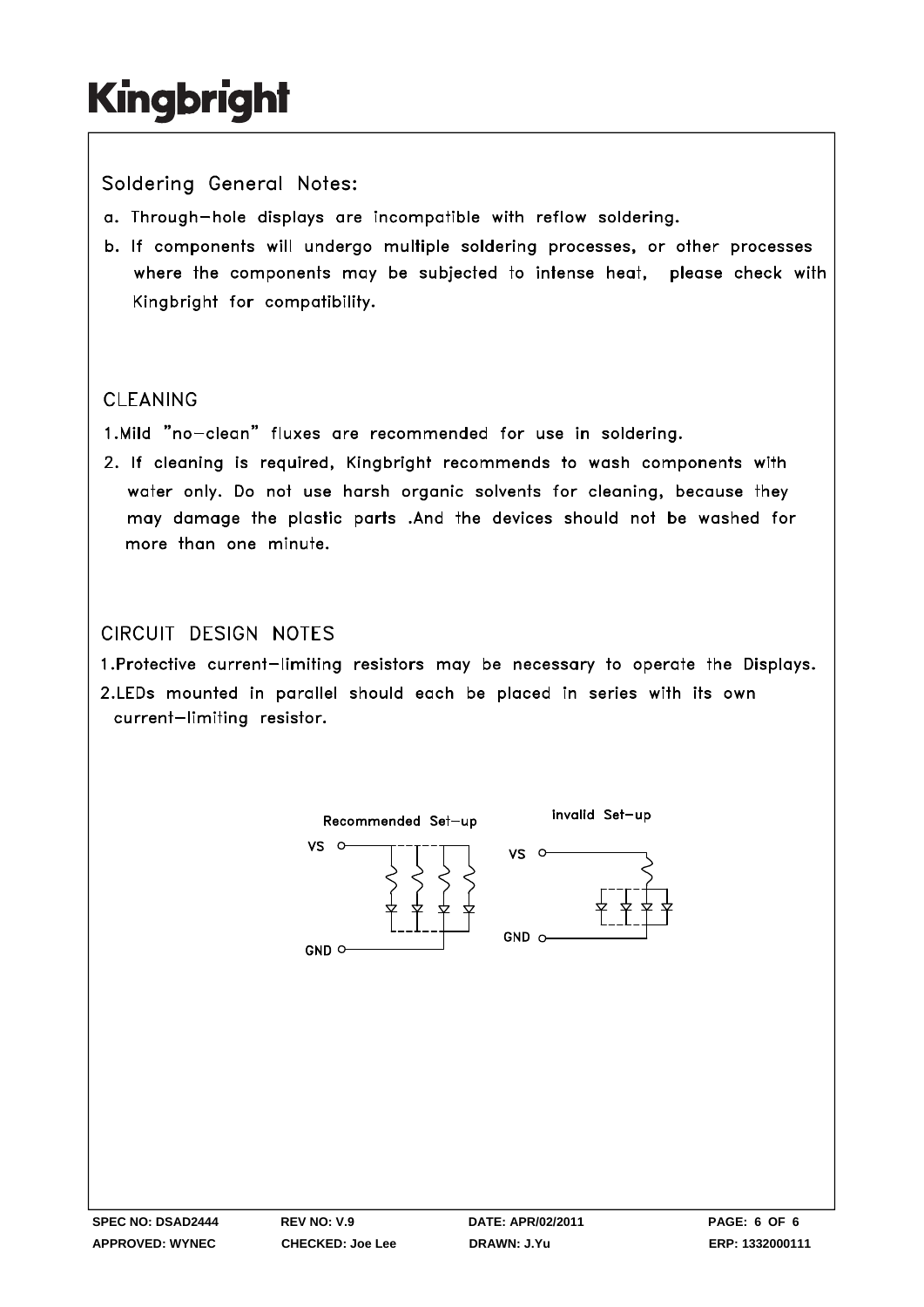Kingbright

## Soldering General Notes:

a. Through-hole displays are incompatible with reflow soldering.

b. If components will undergo multiple soldering processes, or other processes where the components may be subjected to intense heat, please check with Kingbright for compatibility.

## CLEANING

1. Mild "no-clean" fluxes are recommended for use in soldering.
2. If cleaning is required, Kingbright recommends to wash components with water only. Do not use harsh organic solvents for cleaning, because they may damage the plastic parts .And the devices should not be washed for more than one minute.

## CIRCUIT DESIGN NOTES

1. Protective current-limiting resistors may be necessary to operate the Displays.
2. LEDs mounted in parallel should each be placed in series with its own current-limiting resistor.

Recommended Set-up

VS

GND

Invalid Set-up

VS

GND

SPEC NO: DSAD2444 | REV NO: V.9 | DATE: APR/02/2011 | APPROVED: WYNEC | CHECKED: Joe Lee | DRAWN: J.Yu | ERP: 1332000111